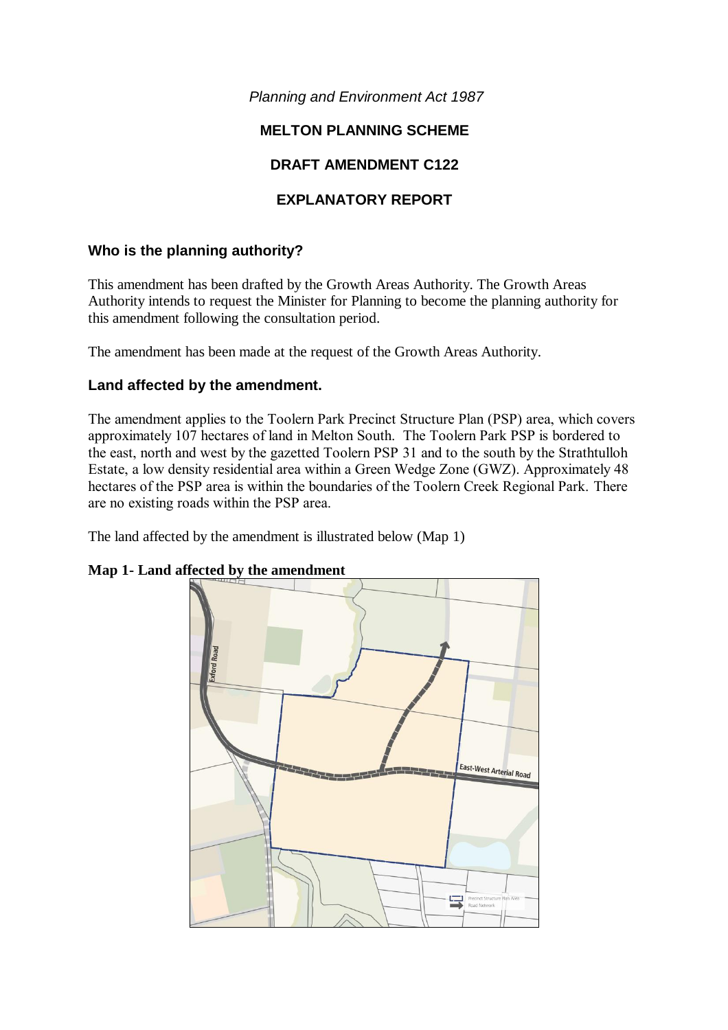*Planning and Environment Act 1987*

# MELTON PLANNING SCHEME

# DRAFT AMENDMENT C122

# EXPLANATORY REPORT

## Who is the planning authority?

This amendment has been drafted by the Growth Areas Authority. The Growth Areas Authority intends to request the Minister for Planning to become the planning authority for this amendment following the consultation period.

The amendment has been made at the request of the Growth Areas Authority.

## Land affected by the amendment.

The amendment applies to the Toolern Park Precinct Structure Plan (PSP) area, which covers approximately 107 hectares of land in Melton South. The Toolern Park PSP is bordered to the east, north and west by the gazetted Toolern PSP 31 and to the south by the Strathtulloh Estate, a low density residential area within a Green Wedge Zone (GWZ). Approximately 48 hectares of the PSP area is within the boundaries of the Toolern Creek Regional Park. There are no existing roads within the PSP area.

The land affected by the amendment is illustrated below (Map 1)

**Map 1- Land affected by the amendment**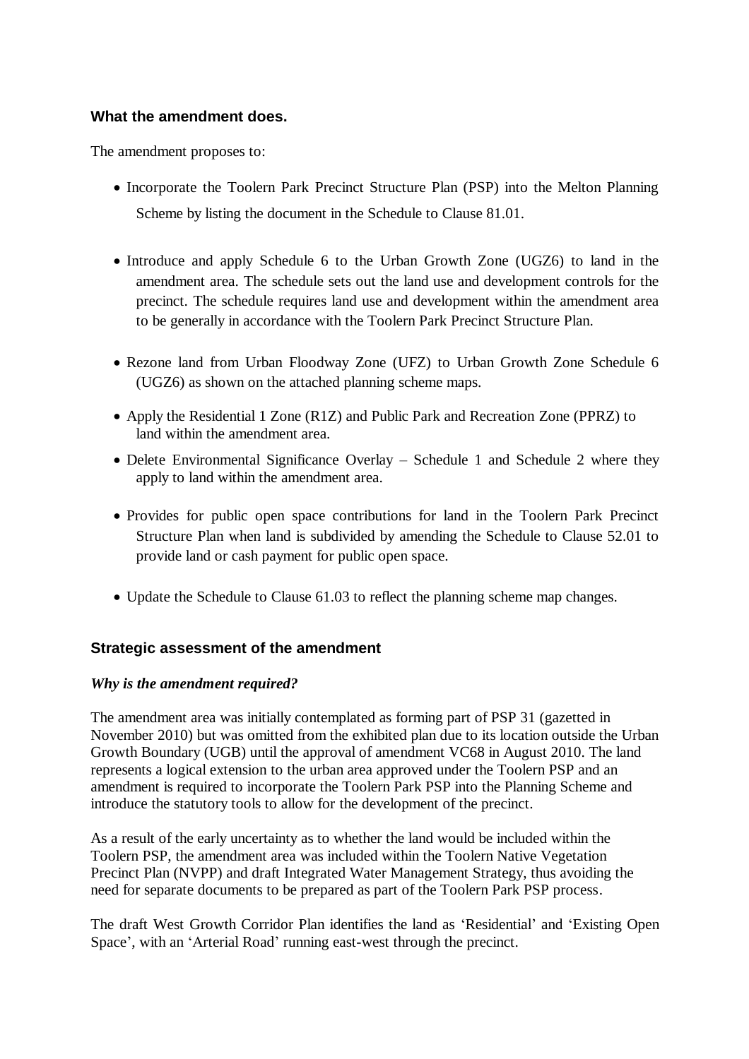### What the amendment does.

The amendment proposes to:

- Incorporate the Toolern Park Precinct Structure Plan (PSP) into the Melton Planning Scheme by listing the document in the Schedule to Clause 81.01.
- Introduce and apply Schedule 6 to the Urban Growth Zone (UGZ6) to land in the amendment area. The schedule sets out the land use and development controls for the precinct. The schedule requires land use and development within the amendment area to be generally in accordance with the Toolern Park Precinct Structure Plan.
- Rezone land from Urban Floodway Zone (UFZ) to Urban Growth Zone Schedule 6 (UGZ6) as shown on the attached planning scheme maps.
- Apply the Residential 1 Zone (R1Z) and Public Park and Recreation Zone (PPRZ) to land within the amendment area.
- Delete Environmental Significance Overlay – Schedule 1 and Schedule 2 where they apply to land within the amendment area.
- Provides for public open space contributions for land in the Toolern Park Precinct Structure Plan when land is subdivided by amending the Schedule to Clause 52.01 to provide land or cash payment for public open space.
- Update the Schedule to Clause 61.03 to reflect the planning scheme map changes.

### Strategic assessment of the amendment

#### *Why is the amendment required?*

The amendment area was initially contemplated as forming part of PSP 31 (gazetted in November 2010) but was omitted from the exhibited plan due to its location outside the Urban Growth Boundary (UGB) until the approval of amendment VC68 in August 2010. The land represents a logical extension to the urban area approved under the Toolern PSP and an amendment is required to incorporate the Toolern Park PSP into the Planning Scheme and introduce the statutory tools to allow for the development of the precinct.

As a result of the early uncertainty as to whether the land would be included within the Toolern PSP, the amendment area was included within the Toolern Native Vegetation Precinct Plan (NVPP) and draft Integrated Water Management Strategy, thus avoiding the need for separate documents to be prepared as part of the Toolern Park PSP process.

The draft West Growth Corridor Plan identifies the land as 'Residential' and 'Existing Open Space', with an 'Arterial Road' running east-west through the precinct.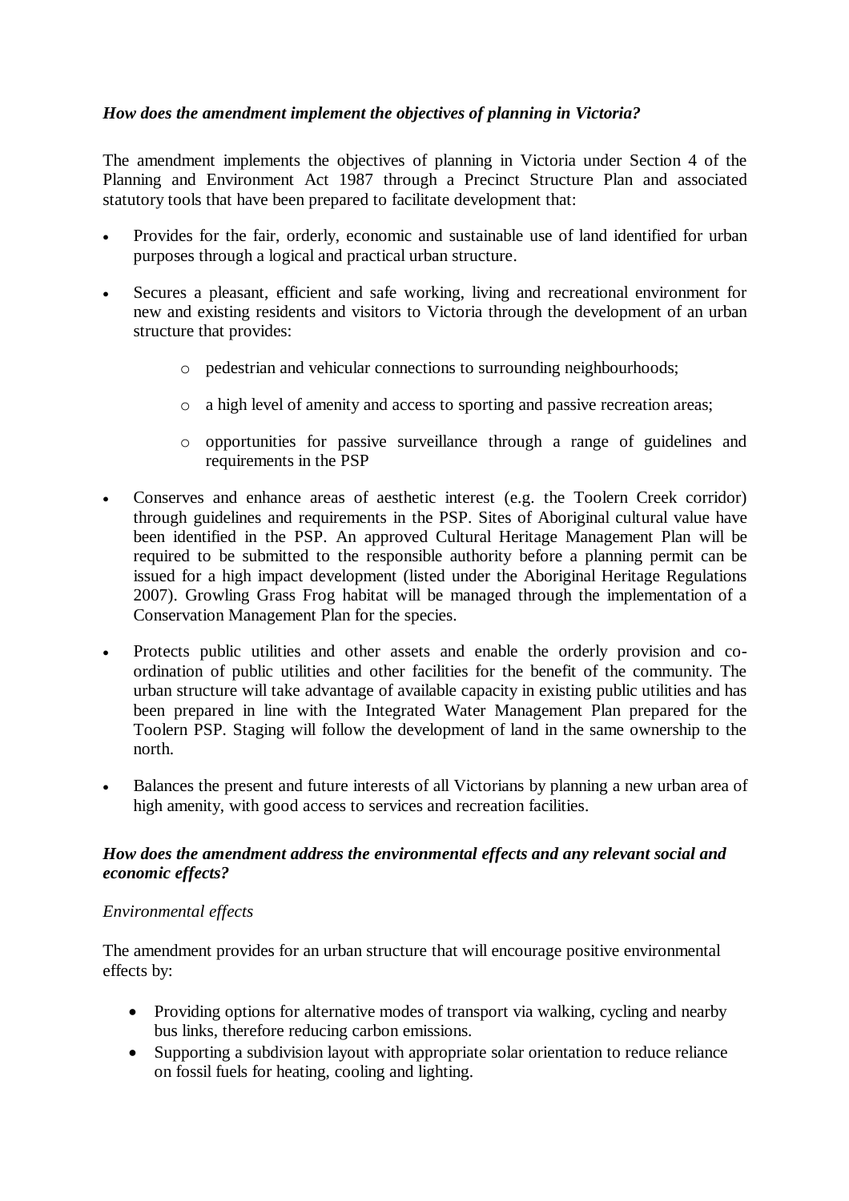### *How does the amendment implement the objectives of planning in Victoria?*

The amendment implements the objectives of planning in Victoria under Section 4 of the Planning and Environment Act 1987 through a Precinct Structure Plan and associated statutory tools that have been prepared to facilitate development that:

- Provides for the fair, orderly, economic and sustainable use of land identified for urban purposes through a logical and practical urban structure.
- Secures a pleasant, efficient and safe working, living and recreational environment for new and existing residents and visitors to Victoria through the development of an urban structure that provides:
    - pedestrian and vehicular connections to surrounding neighbourhoods;
    - a high level of amenity and access to sporting and passive recreation areas;
    - opportunities for passive surveillance through a range of guidelines and requirements in the PSP
- Conserves and enhance areas of aesthetic interest (e.g. the Toolern Creek corridor) through guidelines and requirements in the PSP. Sites of Aboriginal cultural value have been identified in the PSP. An approved Cultural Heritage Management Plan will be required to be submitted to the responsible authority before a planning permit can be issued for a high impact development (listed under the Aboriginal Heritage Regulations 2007). Growling Grass Frog habitat will be managed through the implementation of a Conservation Management Plan for the species.
- Protects public utilities and other assets and enable the orderly provision and co-ordination of public utilities and other facilities for the benefit of the community. The urban structure will take advantage of available capacity in existing public utilities and has been prepared in line with the Integrated Water Management Plan prepared for the Toolern PSP. Staging will follow the development of land in the same ownership to the north.
- Balances the present and future interests of all Victorians by planning a new urban area of high amenity, with good access to services and recreation facilities.

### *How does the amendment address the environmental effects and any relevant social and economic effects?*

*Environmental effects*

The amendment provides for an urban structure that will encourage positive environmental effects by:

- Providing options for alternative modes of transport via walking, cycling and nearby bus links, therefore reducing carbon emissions.
- Supporting a subdivision layout with appropriate solar orientation to reduce reliance on fossil fuels for heating, cooling and lighting.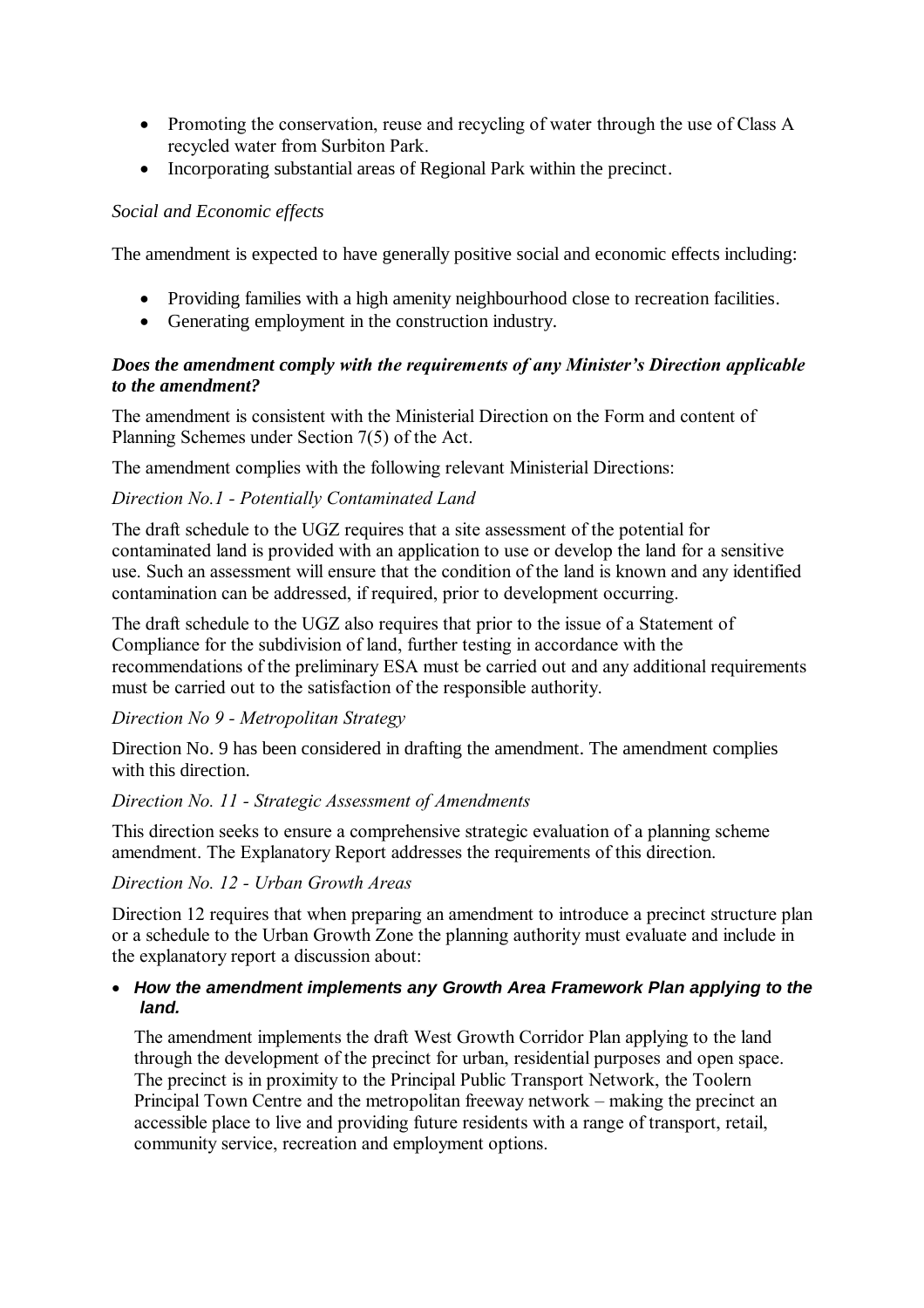- Promoting the conservation, reuse and recycling of water through the use of Class A recycled water from Surbiton Park.
- Incorporating substantial areas of Regional Park within the precinct.

*Social and Economic effects*

The amendment is expected to have generally positive social and economic effects including:

- Providing families with a high amenity neighbourhood close to recreation facilities.
- Generating employment in the construction industry.

***Does the amendment comply with the requirements of any Minister's Direction applicable to the amendment?***

The amendment is consistent with the Ministerial Direction on the Form and content of Planning Schemes under Section 7(5) of the Act.

The amendment complies with the following relevant Ministerial Directions:

*Direction No.1 - Potentially Contaminated Land*

The draft schedule to the UGZ requires that a site assessment of the potential for contaminated land is provided with an application to use or develop the land for a sensitive use. Such an assessment will ensure that the condition of the land is known and any identified contamination can be addressed, if required, prior to development occurring.

The draft schedule to the UGZ also requires that prior to the issue of a Statement of Compliance for the subdivision of land, further testing in accordance with the recommendations of the preliminary ESA must be carried out and any additional requirements must be carried out to the satisfaction of the responsible authority.

*Direction No 9 - Metropolitan Strategy*

Direction No. 9 has been considered in drafting the amendment. The amendment complies with this direction.

*Direction No. 11 - Strategic Assessment of Amendments*

This direction seeks to ensure a comprehensive strategic evaluation of a planning scheme amendment. The Explanatory Report addresses the requirements of this direction.

*Direction No. 12 - Urban Growth Areas*

Direction 12 requires that when preparing an amendment to introduce a precinct structure plan or a schedule to the Urban Growth Zone the planning authority must evaluate and include in the explanatory report a discussion about:

- ***How the amendment implements any Growth Area Framework Plan applying to the land.***

  The amendment implements the draft West Growth Corridor Plan applying to the land through the development of the precinct for urban, residential purposes and open space. The precinct is in proximity to the Principal Public Transport Network, the Toolern Principal Town Centre and the metropolitan freeway network – making the precinct an accessible place to live and providing future residents with a range of transport, retail, community service, recreation and employment options.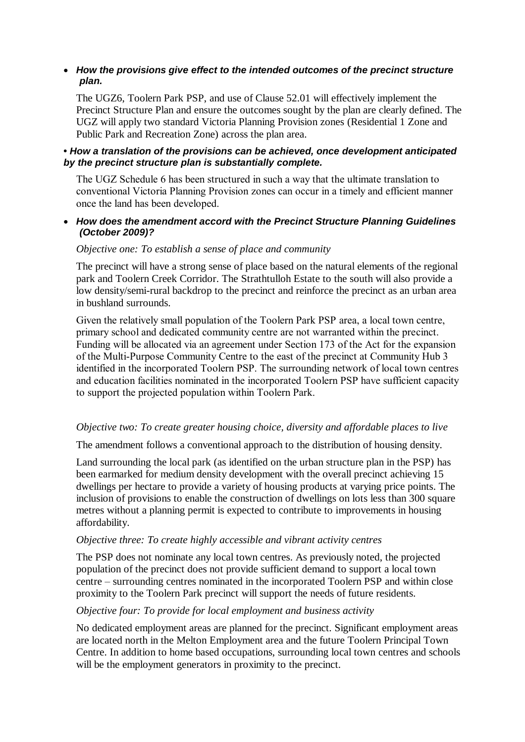- ***How the provisions give effect to the intended outcomes of the precinct structure plan.***

  The UGZ6, Toolern Park PSP, and use of Clause 52.01 will effectively implement the Precinct Structure Plan and ensure the outcomes sought by the plan are clearly defined. The UGZ will apply two standard Victoria Planning Provision zones (Residential 1 Zone and Public Park and Recreation Zone) across the plan area.

- ***How a translation of the provisions can be achieved, once development anticipated by the precinct structure plan is substantially complete.***

  The UGZ Schedule 6 has been structured in such a way that the ultimate translation to conventional Victoria Planning Provision zones can occur in a timely and efficient manner once the land has been developed.

- ***How does the amendment accord with the Precinct Structure Planning Guidelines (October 2009)?***

  *Objective one: To establish a sense of place and community*

  The precinct will have a strong sense of place based on the natural elements of the regional park and Toolern Creek Corridor. The Strathtulloh Estate to the south will also provide a low density/semi-rural backdrop to the precinct and reinforce the precinct as an urban area in bushland surrounds.

  Given the relatively small population of the Toolern Park PSP area, a local town centre, primary school and dedicated community centre are not warranted within the precinct. Funding will be allocated via an agreement under Section 173 of the Act for the expansion of the Multi-Purpose Community Centre to the east of the precinct at Community Hub 3 identified in the incorporated Toolern PSP. The surrounding network of local town centres and education facilities nominated in the incorporated Toolern PSP have sufficient capacity to support the projected population within Toolern Park.

  *Objective two: To create greater housing choice, diversity and affordable places to live*

  The amendment follows a conventional approach to the distribution of housing density.

  Land surrounding the local park (as identified on the urban structure plan in the PSP) has been earmarked for medium density development with the overall precinct achieving 15 dwellings per hectare to provide a variety of housing products at varying price points. The inclusion of provisions to enable the construction of dwellings on lots less than 300 square metres without a planning permit is expected to contribute to improvements in housing affordability.

  *Objective three: To create highly accessible and vibrant activity centres*

  The PSP does not nominate any local town centres. As previously noted, the projected population of the precinct does not provide sufficient demand to support a local town centre – surrounding centres nominated in the incorporated Toolern PSP and within close proximity to the Toolern Park precinct will support the needs of future residents.

  *Objective four: To provide for local employment and business activity*

  No dedicated employment areas are planned for the precinct. Significant employment areas are located north in the Melton Employment area and the future Toolern Principal Town Centre. In addition to home based occupations, surrounding local town centres and schools will be the employment generators in proximity to the precinct.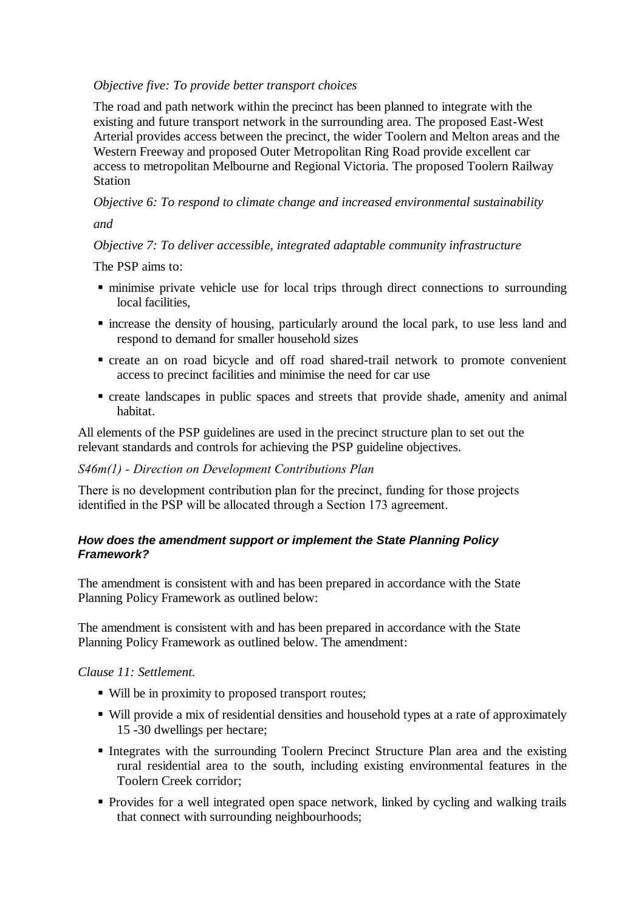*Objective five: To provide better transport choices*

The road and path network within the precinct has been planned to integrate with the existing and future transport network in the surrounding area. The proposed East-West Arterial provides access between the precinct, the wider Toolern and Melton areas and the Western Freeway and proposed Outer Metropolitan Ring Road provide excellent car access to metropolitan Melbourne and Regional Victoria. The proposed Toolern Railway Station

*Objective 6: To respond to climate change and increased environmental sustainability*

*and*

*Objective 7: To deliver accessible, integrated adaptable community infrastructure*

The PSP aims to:

- minimise private vehicle use for local trips through direct connections to surrounding local facilities,
- increase the density of housing, particularly around the local park, to use less land and respond to demand for smaller household sizes
- create an on road bicycle and off road shared-trail network to promote convenient access to precinct facilities and minimise the need for car use
- create landscapes in public spaces and streets that provide shade, amenity and animal habitat.

All elements of the PSP guidelines are used in the precinct structure plan to set out the relevant standards and controls for achieving the PSP guideline objectives.

*S46m(1) - Direction on Development Contributions Plan*

There is no development contribution plan for the precinct, funding for those projects identified in the PSP will be allocated through a Section 173 agreement.

#### *How does the amendment support or implement the State Planning Policy Framework?*

The amendment is consistent with and has been prepared in accordance with the State Planning Policy Framework as outlined below:

The amendment is consistent with and has been prepared in accordance with the State Planning Policy Framework as outlined below. The amendment:

*Clause 11: Settlement.*

- Will be in proximity to proposed transport routes;
- Will provide a mix of residential densities and household types at a rate of approximately 15 -30 dwellings per hectare;
- Integrates with the surrounding Toolern Precinct Structure Plan area and the existing rural residential area to the south, including existing environmental features in the Toolern Creek corridor;
- Provides for a well integrated open space network, linked by cycling and walking trails that connect with surrounding neighbourhoods;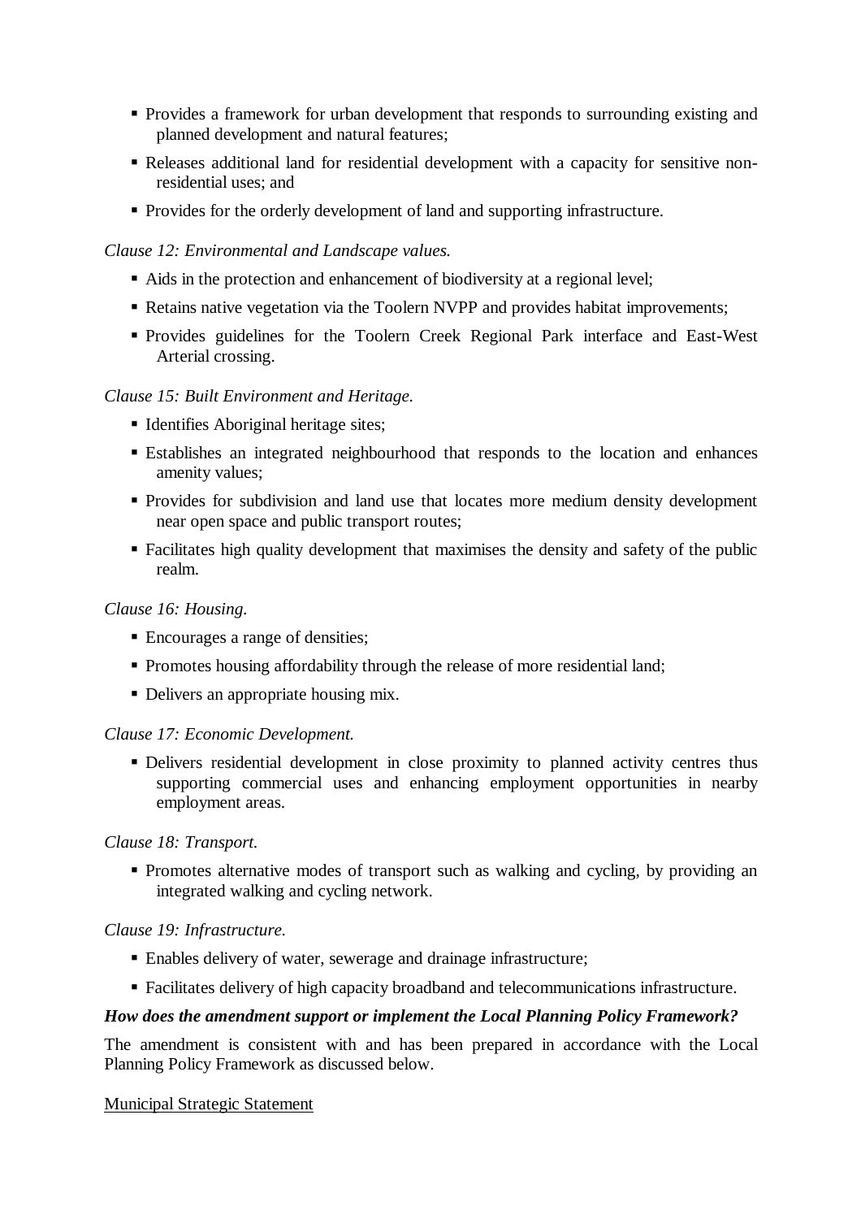- Provides a framework for urban development that responds to surrounding existing and planned development and natural features;
- Releases additional land for residential development with a capacity for sensitive non-residential uses; and
- Provides for the orderly development of land and supporting infrastructure.

*Clause 12: Environmental and Landscape values.*

- Aids in the protection and enhancement of biodiversity at a regional level;
- Retains native vegetation via the Toolern NVPP and provides habitat improvements;
- Provides guidelines for the Toolern Creek Regional Park interface and East-West Arterial crossing.

*Clause 15: Built Environment and Heritage.*

- Identifies Aboriginal heritage sites;
- Establishes an integrated neighbourhood that responds to the location and enhances amenity values;
- Provides for subdivision and land use that locates more medium density development near open space and public transport routes;
- Facilitates high quality development that maximises the density and safety of the public realm.

*Clause 16: Housing.*

- Encourages a range of densities;
- Promotes housing affordability through the release of more residential land;
- Delivers an appropriate housing mix.

*Clause 17: Economic Development.*

- Delivers residential development in close proximity to planned activity centres thus supporting commercial uses and enhancing employment opportunities in nearby employment areas.

*Clause 18: Transport.*

- Promotes alternative modes of transport such as walking and cycling, by providing an integrated walking and cycling network.

*Clause 19: Infrastructure.*

- Enables delivery of water, sewerage and drainage infrastructure;
- Facilitates delivery of high capacity broadband and telecommunications infrastructure.

***How does the amendment support or implement the Local Planning Policy Framework?***

The amendment is consistent with and has been prepared in accordance with the Local Planning Policy Framework as discussed below.

<u>Municipal Strategic Statement</u>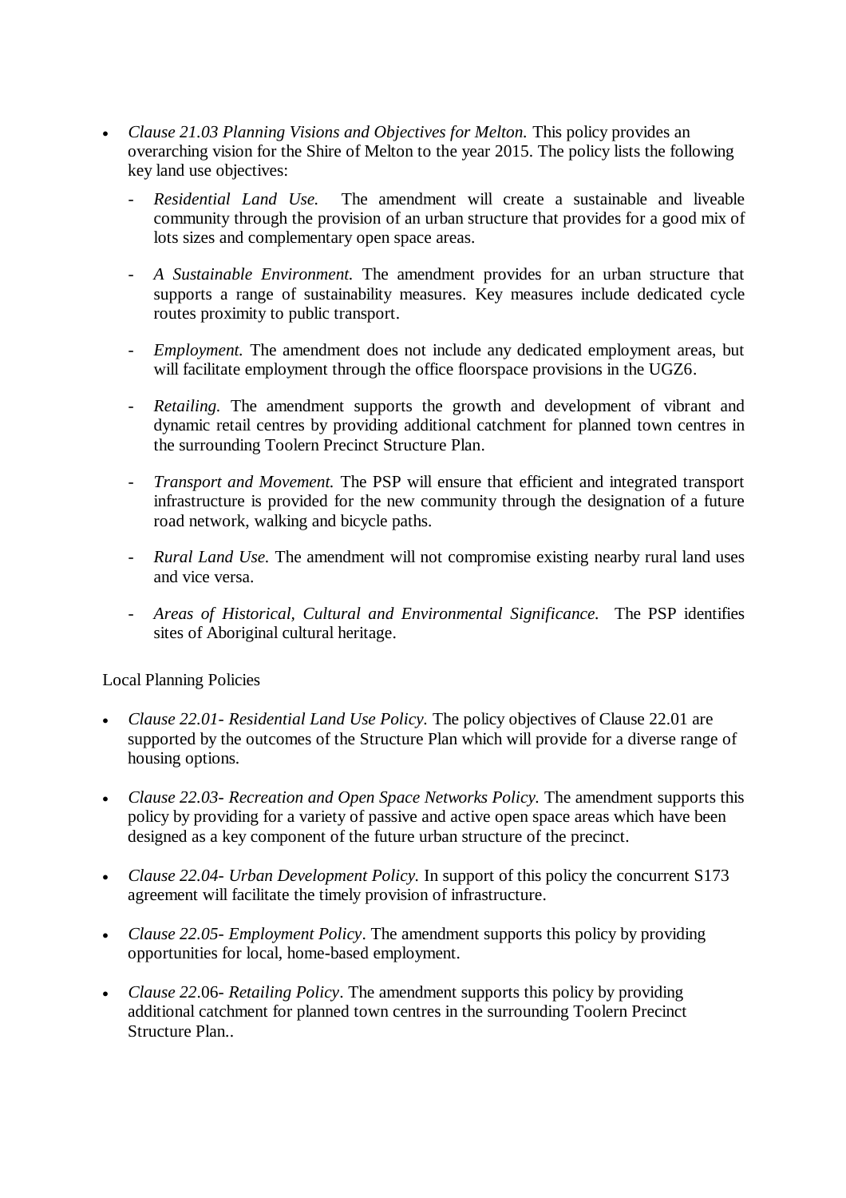- *Clause 21.03 Planning Visions and Objectives for Melton.* This policy provides an overarching vision for the Shire of Melton to the year 2015. The policy lists the following key land use objectives:

  - *Residential Land Use.* The amendment will create a sustainable and liveable community through the provision of an urban structure that provides for a good mix of lots sizes and complementary open space areas.

  - *A Sustainable Environment.* The amendment provides for an urban structure that supports a range of sustainability measures. Key measures include dedicated cycle routes proximity to public transport.

  - *Employment.* The amendment does not include any dedicated employment areas, but will facilitate employment through the office floorspace provisions in the UGZ6.

  - *Retailing.* The amendment supports the growth and development of vibrant and dynamic retail centres by providing additional catchment for planned town centres in the surrounding Toolern Precinct Structure Plan.

  - *Transport and Movement.* The PSP will ensure that efficient and integrated transport infrastructure is provided for the new community through the designation of a future road network, walking and bicycle paths.

  - *Rural Land Use.* The amendment will not compromise existing nearby rural land uses and vice versa.

  - *Areas of Historical, Cultural and Environmental Significance.* The PSP identifies sites of Aboriginal cultural heritage.

Local Planning Policies

- *Clause 22.01- Residential Land Use Policy.* The policy objectives of Clause 22.01 are supported by the outcomes of the Structure Plan which will provide for a diverse range of housing options.

- *Clause 22.03- Recreation and Open Space Networks Policy.* The amendment supports this policy by providing for a variety of passive and active open space areas which have been designed as a key component of the future urban structure of the precinct.

- *Clause 22.04- Urban Development Policy.* In support of this policy the concurrent S173 agreement will facilitate the timely provision of infrastructure.

- *Clause 22.05- Employment Policy*. The amendment supports this policy by providing opportunities for local, home-based employment.

- *Clause 22*.06- *Retailing Policy*. The amendment supports this policy by providing additional catchment for planned town centres in the surrounding Toolern Precinct Structure Plan..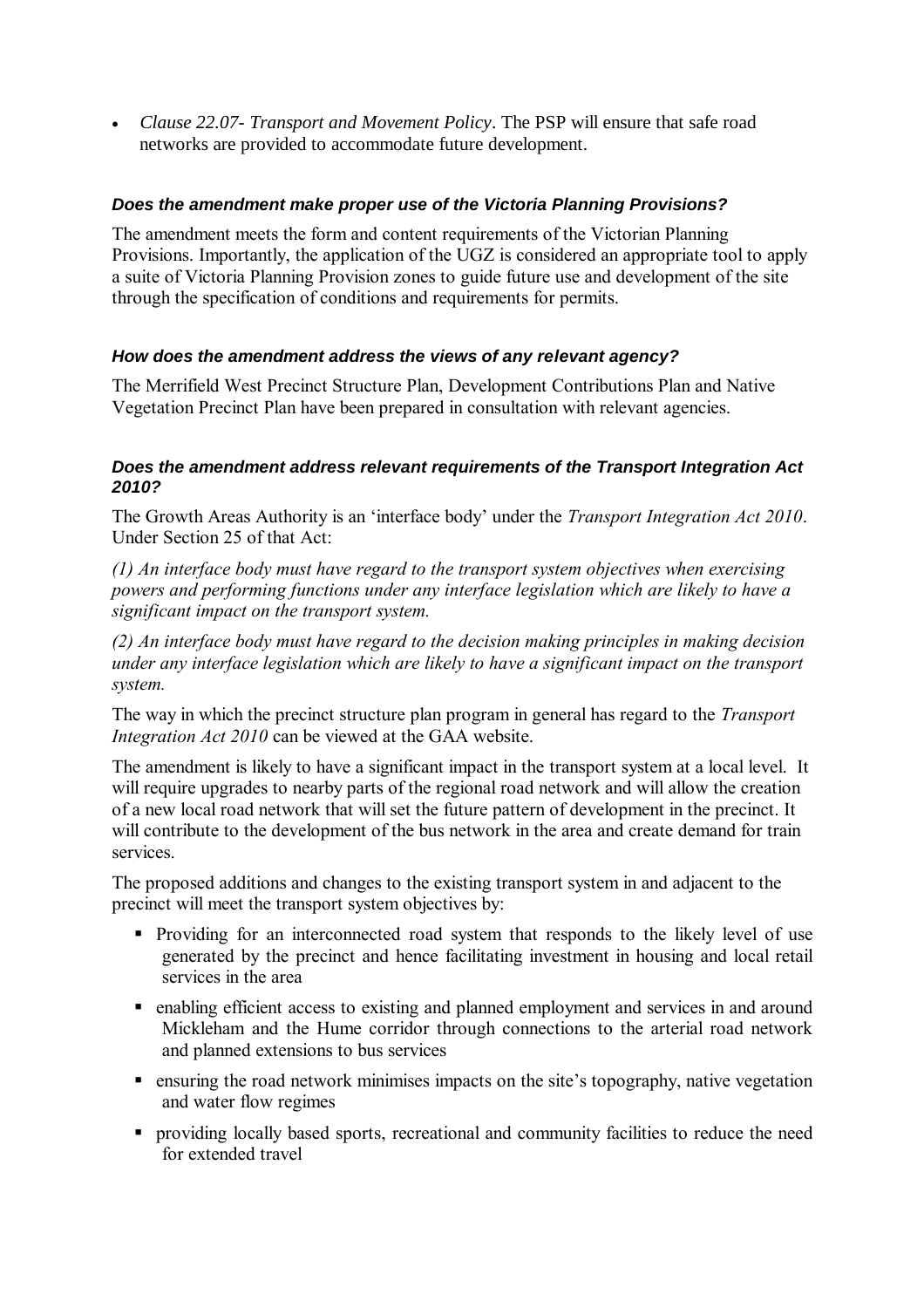- *Clause 22.07- Transport and Movement Policy*. The PSP will ensure that safe road networks are provided to accommodate future development.

### *Does the amendment make proper use of the Victoria Planning Provisions?*

The amendment meets the form and content requirements of the Victorian Planning Provisions. Importantly, the application of the UGZ is considered an appropriate tool to apply a suite of Victoria Planning Provision zones to guide future use and development of the site through the specification of conditions and requirements for permits.

### *How does the amendment address the views of any relevant agency?*

The Merrifield West Precinct Structure Plan, Development Contributions Plan and Native Vegetation Precinct Plan have been prepared in consultation with relevant agencies.

### *Does the amendment address relevant requirements of the Transport Integration Act 2010?*

The Growth Areas Authority is an 'interface body' under the *Transport Integration Act 2010*. Under Section 25 of that Act:

*(1) An interface body must have regard to the transport system objectives when exercising powers and performing functions under any interface legislation which are likely to have a significant impact on the transport system.*

*(2) An interface body must have regard to the decision making principles in making decision under any interface legislation which are likely to have a significant impact on the transport system.*

The way in which the precinct structure plan program in general has regard to the *Transport Integration Act 2010* can be viewed at the GAA website.

The amendment is likely to have a significant impact in the transport system at a local level. It will require upgrades to nearby parts of the regional road network and will allow the creation of a new local road network that will set the future pattern of development in the precinct. It will contribute to the development of the bus network in the area and create demand for train services.

The proposed additions and changes to the existing transport system in and adjacent to the precinct will meet the transport system objectives by:

- Providing for an interconnected road system that responds to the likely level of use generated by the precinct and hence facilitating investment in housing and local retail services in the area
- enabling efficient access to existing and planned employment and services in and around Mickleham and the Hume corridor through connections to the arterial road network and planned extensions to bus services
- ensuring the road network minimises impacts on the site's topography, native vegetation and water flow regimes
- providing locally based sports, recreational and community facilities to reduce the need for extended travel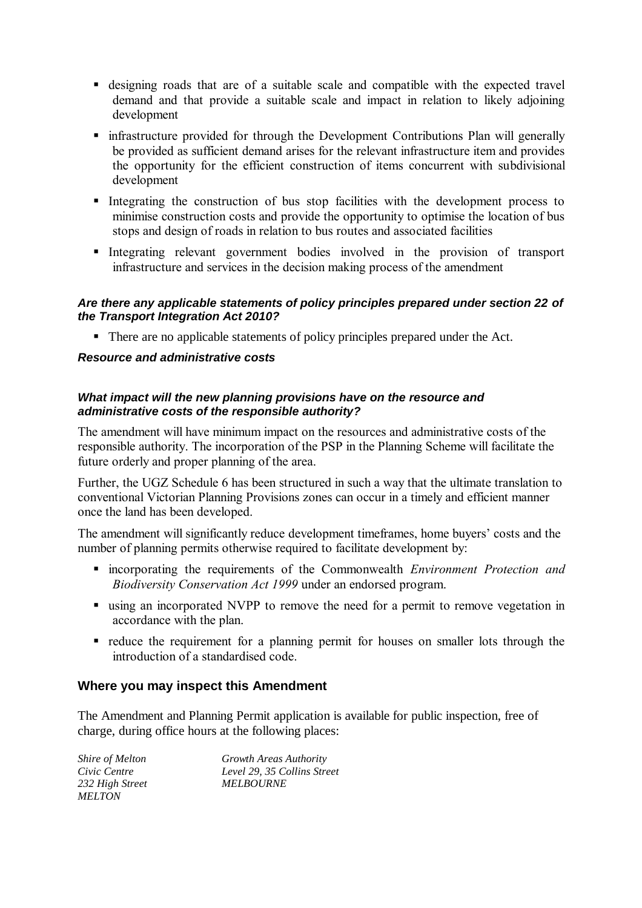- designing roads that are of a suitable scale and compatible with the expected travel demand and that provide a suitable scale and impact in relation to likely adjoining development
- infrastructure provided for through the Development Contributions Plan will generally be provided as sufficient demand arises for the relevant infrastructure item and provides the opportunity for the efficient construction of items concurrent with subdivisional development
- Integrating the construction of bus stop facilities with the development process to minimise construction costs and provide the opportunity to optimise the location of bus stops and design of roads in relation to bus routes and associated facilities
- Integrating relevant government bodies involved in the provision of transport infrastructure and services in the decision making process of the amendment

***Are there any applicable statements of policy principles prepared under section 22 of the Transport Integration Act 2010?***

- There are no applicable statements of policy principles prepared under the Act.

***Resource and administrative costs***

***What impact will the new planning provisions have on the resource and administrative costs of the responsible authority?***

The amendment will have minimum impact on the resources and administrative costs of the responsible authority. The incorporation of the PSP in the Planning Scheme will facilitate the future orderly and proper planning of the area.

Further, the UGZ Schedule 6 has been structured in such a way that the ultimate translation to conventional Victorian Planning Provisions zones can occur in a timely and efficient manner once the land has been developed.

The amendment will significantly reduce development timeframes, home buyers' costs and the number of planning permits otherwise required to facilitate development by:

- incorporating the requirements of the Commonwealth *Environment Protection and Biodiversity Conservation Act 1999* under an endorsed program.
- using an incorporated NVPP to remove the need for a permit to remove vegetation in accordance with the plan.
- reduce the requirement for a planning permit for houses on smaller lots through the introduction of a standardised code.

## Where you may inspect this Amendment

The Amendment and Planning Permit application is available for public inspection, free of charge, during office hours at the following places:

*Shire of Melton*
*Civic Centre*
*232 High Street*
*MELTON*

*Growth Areas Authority*
*Level 29, 35 Collins Street*
*MELBOURNE*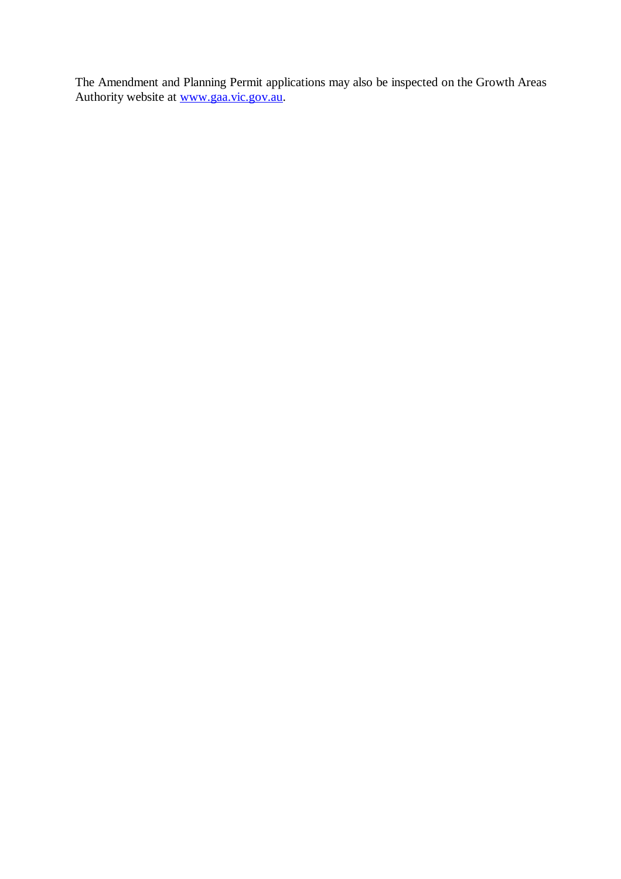The Amendment and Planning Permit applications may also be inspected on the Growth Areas Authority website at [www.gaa.vic.gov.au](http://www.gaa.vic.gov.au).